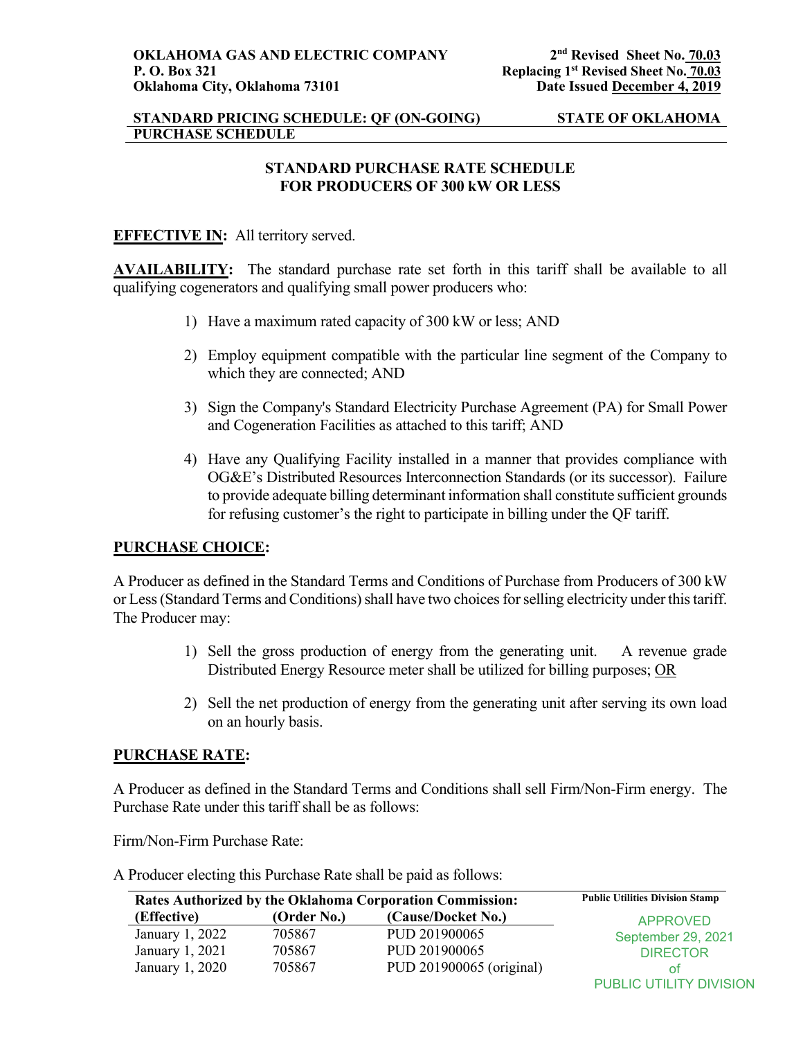**OKLAHOMA GAS AND ELECTRIC COMPANY**
**P. O. Box 321**
**Oklahoma City, Oklahoma 73101**

**2nd Revised Sheet No. 70.03**
**Replacing 1st Revised Sheet No. 70.03**
**Date Issued December 4, 2019**

**STANDARD PRICING SCHEDULE: QF (ON-GOING) PURCHASE SCHEDULE** — **STATE OF OKLAHOMA**

## STANDARD PURCHASE RATE SCHEDULE FOR PRODUCERS OF 300 kW OR LESS

**EFFECTIVE IN:** All territory served.

**AVAILABILITY:** The standard purchase rate set forth in this tariff shall be available to all qualifying cogenerators and qualifying small power producers who:

1) Have a maximum rated capacity of 300 kW or less; AND
2) Employ equipment compatible with the particular line segment of the Company to which they are connected; AND
3) Sign the Company's Standard Electricity Purchase Agreement (PA) for Small Power and Cogeneration Facilities as attached to this tariff; AND
4) Have any Qualifying Facility installed in a manner that provides compliance with OG&E's Distributed Resources Interconnection Standards (or its successor). Failure to provide adequate billing determinant information shall constitute sufficient grounds for refusing customer's the right to participate in billing under the QF tariff.

**PURCHASE CHOICE:**

A Producer as defined in the Standard Terms and Conditions of Purchase from Producers of 300 kW or Less (Standard Terms and Conditions) shall have two choices for selling electricity under this tariff. The Producer may:

1) Sell the gross production of energy from the generating unit. A revenue grade Distributed Energy Resource meter shall be utilized for billing purposes; OR
2) Sell the net production of energy from the generating unit after serving its own load on an hourly basis.

**PURCHASE RATE:**

A Producer as defined in the Standard Terms and Conditions shall sell Firm/Non-Firm energy. The Purchase Rate under this tariff shall be as follows:

Firm/Non-Firm Purchase Rate:

A Producer electing this Purchase Rate shall be paid as follows:

| Rates Authorized by the Oklahoma Corporation Commission: | | |
|---|---|---|
| **(Effective)** | **(Order No.)** | **(Cause/Docket No.)** |
| January 1, 2022 | 705867 | PUD 201900065 |
| January 1, 2021 | 705867 | PUD 201900065 |
| January 1, 2020 | 705867 | PUD 201900065 (original) |

**Public Utilities Division Stamp**
APPROVED
September 29, 2021
DIRECTOR
of
PUBLIC UTILITY DIVISION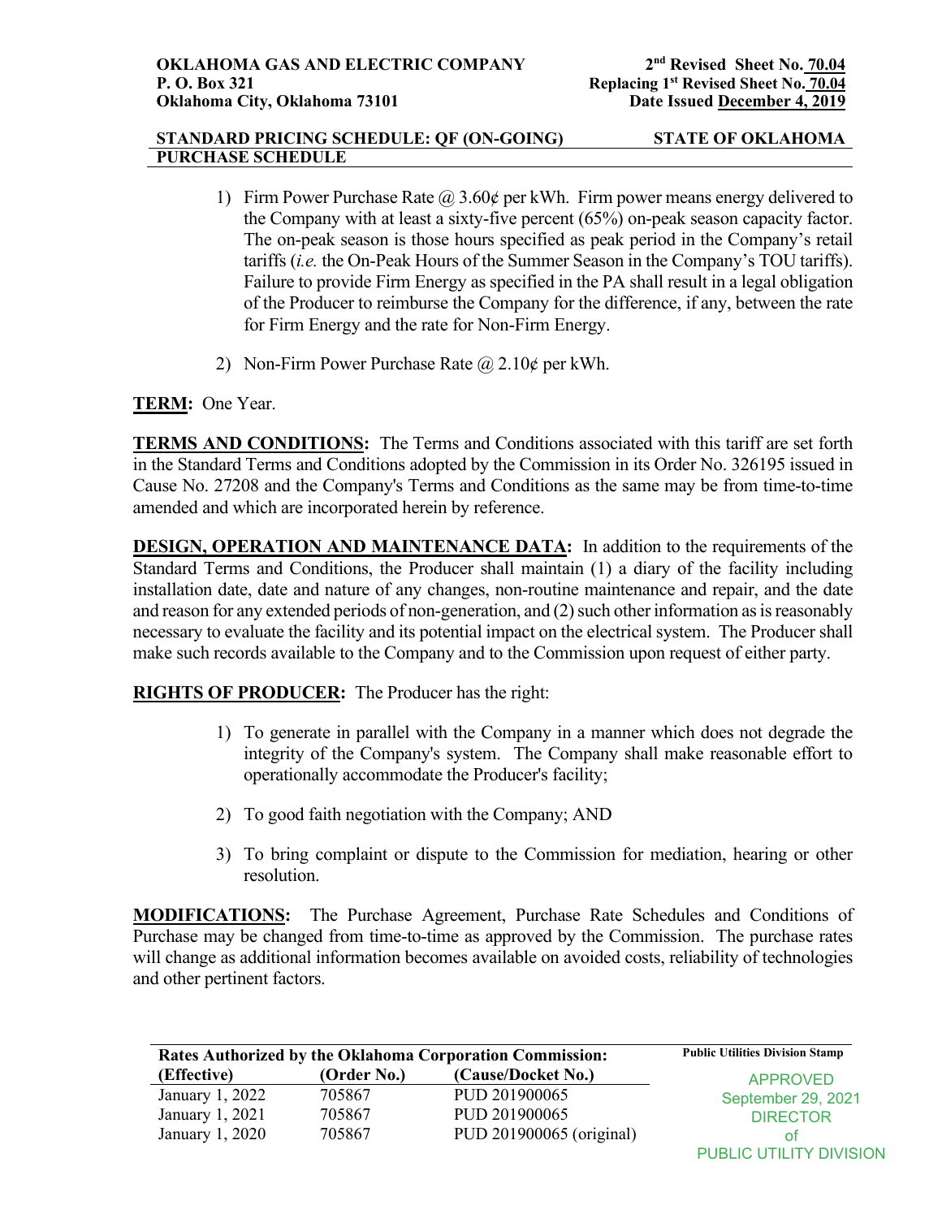**OKLAHOMA GAS AND ELECTRIC COMPANY**
**P. O. Box 321**
**Oklahoma City, Oklahoma 73101**

**2nd Revised Sheet No. 70.04**
**Replacing 1st Revised Sheet No. 70.04**
**Date Issued December 4, 2019**

**STANDARD PRICING SCHEDULE: QF (ON-GOING) PURCHASE SCHEDULE** — **STATE OF OKLAHOMA**

1) Firm Power Purchase Rate @ 3.60¢ per kWh. Firm power means energy delivered to the Company with at least a sixty-five percent (65%) on-peak season capacity factor. The on-peak season is those hours specified as peak period in the Company's retail tariffs (*i.e.* the On-Peak Hours of the Summer Season in the Company's TOU tariffs). Failure to provide Firm Energy as specified in the PA shall result in a legal obligation of the Producer to reimburse the Company for the difference, if any, between the rate for Firm Energy and the rate for Non-Firm Energy.

2) Non-Firm Power Purchase Rate @ 2.10¢ per kWh.

**TERM:** One Year.

**TERMS AND CONDITIONS:** The Terms and Conditions associated with this tariff are set forth in the Standard Terms and Conditions adopted by the Commission in its Order No. 326195 issued in Cause No. 27208 and the Company's Terms and Conditions as the same may be from time-to-time amended and which are incorporated herein by reference.

**DESIGN, OPERATION AND MAINTENANCE DATA:** In addition to the requirements of the Standard Terms and Conditions, the Producer shall maintain (1) a diary of the facility including installation date, date and nature of any changes, non-routine maintenance and repair, and the date and reason for any extended periods of non-generation, and (2) such other information as is reasonably necessary to evaluate the facility and its potential impact on the electrical system. The Producer shall make such records available to the Company and to the Commission upon request of either party.

**RIGHTS OF PRODUCER:** The Producer has the right:

1) To generate in parallel with the Company in a manner which does not degrade the integrity of the Company's system. The Company shall make reasonable effort to operationally accommodate the Producer's facility;

2) To good faith negotiation with the Company; AND

3) To bring complaint or dispute to the Commission for mediation, hearing or other resolution.

**MODIFICATIONS:** The Purchase Agreement, Purchase Rate Schedules and Conditions of Purchase may be changed from time-to-time as approved by the Commission. The purchase rates will change as additional information becomes available on avoided costs, reliability of technologies and other pertinent factors.

**Rates Authorized by the Oklahoma Corporation Commission:**

| (Effective) | (Order No.) | (Cause/Docket No.) |
|---|---|---|
| January 1, 2022 | 705867 | PUD 201900065 |
| January 1, 2021 | 705867 | PUD 201900065 |
| January 1, 2020 | 705867 | PUD 201900065 (original) |

**Public Utilities Division Stamp**

APPROVED
September 29, 2021
DIRECTOR
of
PUBLIC UTILITY DIVISION